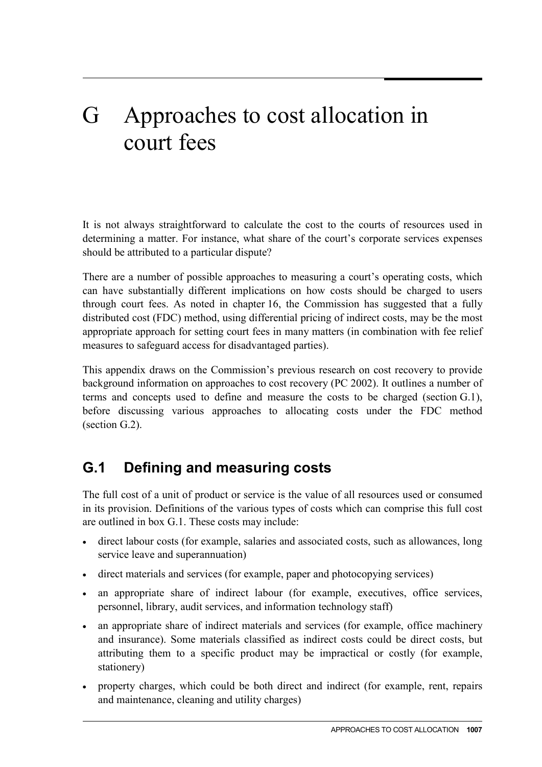# G Approaches to cost allocation in court fees

It is not always straightforward to calculate the cost to the courts of resources used in determining a matter. For instance, what share of the court's corporate services expenses should be attributed to a particular dispute?

There are a number of possible approaches to measuring a court's operating costs, which can have substantially different implications on how costs should be charged to users through court fees. As noted in chapter 16, the Commission has suggested that a fully distributed cost (FDC) method, using differential pricing of indirect costs, may be the most appropriate approach for setting court fees in many matters (in combination with fee relief measures to safeguard access for disadvantaged parties).

This appendix draws on the Commission's previous research on cost recovery to provide background information on approaches to cost recovery (PC 2002). It outlines a number of terms and concepts used to define and measure the costs to be charged (section G.1), before discussing various approaches to allocating costs under the FDC method (section G.2).

## G.1 Defining and measuring costs

The full cost of a unit of product or service is the value of all resources used or consumed in its provision. Definitions of the various types of costs which can comprise this full cost are outlined in box G.1. These costs may include:

- direct labour costs (for example, salaries and associated costs, such as allowances, long service leave and superannuation)
- direct materials and services (for example, paper and photocopying services)
- an appropriate share of indirect labour (for example, executives, office services, personnel, library, audit services, and information technology staff)
- an appropriate share of indirect materials and services (for example, office machinery and insurance). Some materials classified as indirect costs could be direct costs, but attributing them to a specific product may be impractical or costly (for example, stationery)
- property charges, which could be both direct and indirect (for example, rent, repairs and maintenance, cleaning and utility charges)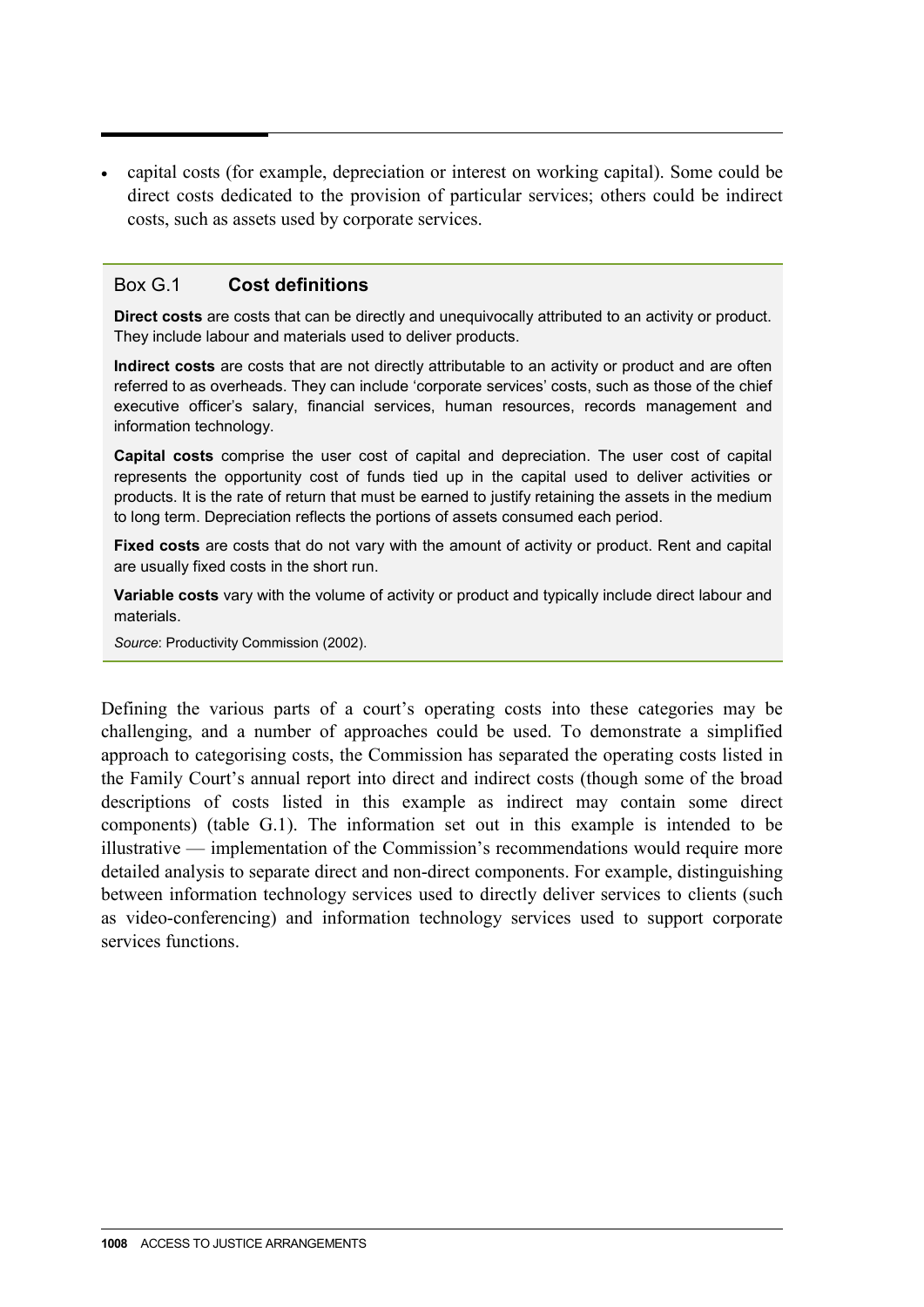- capital costs (for example, depreciation or interest on working capital). Some could be direct costs dedicated to the provision of particular services; others could be indirect costs, such as assets used by corporate services.

### Box G.1 Cost definitions

**Direct costs** are costs that can be directly and unequivocally attributed to an activity or product. They include labour and materials used to deliver products.

**Indirect costs** are costs that are not directly attributable to an activity or product and are often referred to as overheads. They can include 'corporate services' costs, such as those of the chief executive officer's salary, financial services, human resources, records management and information technology.

**Capital costs** comprise the user cost of capital and depreciation. The user cost of capital represents the opportunity cost of funds tied up in the capital used to deliver activities or products. It is the rate of return that must be earned to justify retaining the assets in the medium to long term. Depreciation reflects the portions of assets consumed each period.

**Fixed costs** are costs that do not vary with the amount of activity or product. Rent and capital are usually fixed costs in the short run.

**Variable costs** vary with the volume of activity or product and typically include direct labour and materials.

*Source*: Productivity Commission (2002).

Defining the various parts of a court's operating costs into these categories may be challenging, and a number of approaches could be used. To demonstrate a simplified approach to categorising costs, the Commission has separated the operating costs listed in the Family Court's annual report into direct and indirect costs (though some of the broad descriptions of costs listed in this example as indirect may contain some direct components) (table G.1). The information set out in this example is intended to be illustrative — implementation of the Commission's recommendations would require more detailed analysis to separate direct and non-direct components. For example, distinguishing between information technology services used to directly deliver services to clients (such as video-conferencing) and information technology services used to support corporate services functions.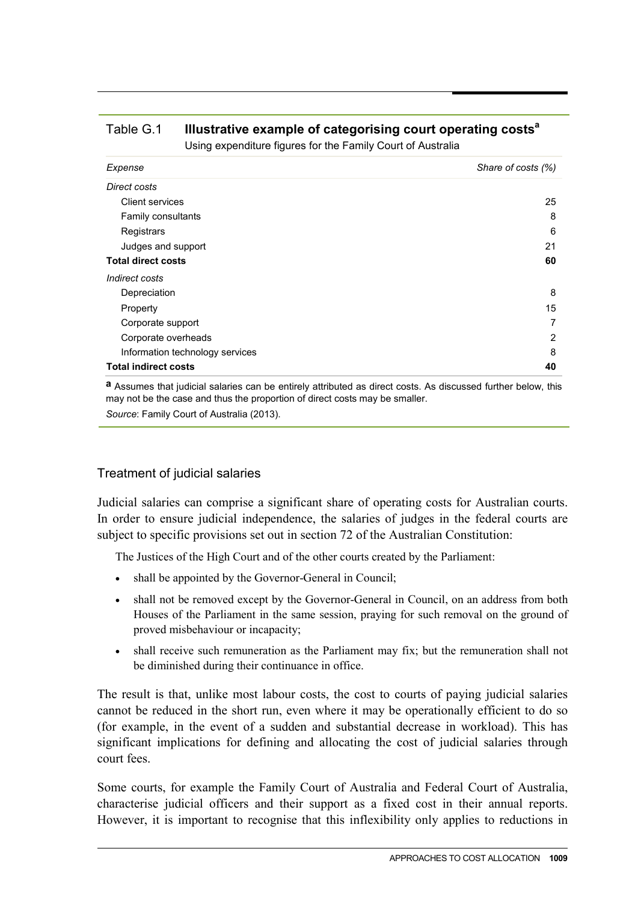Table G.1 **Illustrative example of categorising court operating costs[a]**

Using expenditure figures for the Family Court of Australia

| *Expense* | *Share of costs (%)* |
|---|---|
| *Direct costs* | |
| Client services | 25 |
| Family consultants | 8 |
| Registrars | 6 |
| Judges and support | 21 |
| **Total direct costs** | **60** |
| *Indirect costs* | |
| Depreciation | 8 |
| Property | 15 |
| Corporate support | 7 |
| Corporate overheads | 2 |
| Information technology services | 8 |
| **Total indirect costs** | **40** |

**a** Assumes that judicial salaries can be entirely attributed as direct costs. As discussed further below, this may not be the case and thus the proportion of direct costs may be smaller.

*Source*: Family Court of Australia (2013).

### Treatment of judicial salaries

Judicial salaries can comprise a significant share of operating costs for Australian courts. In order to ensure judicial independence, the salaries of judges in the federal courts are subject to specific provisions set out in section 72 of the Australian Constitution:

> The Justices of the High Court and of the other courts created by the Parliament:
>
> - shall be appointed by the Governor-General in Council;
> - shall not be removed except by the Governor-General in Council, on an address from both Houses of the Parliament in the same session, praying for such removal on the ground of proved misbehaviour or incapacity;
> - shall receive such remuneration as the Parliament may fix; but the remuneration shall not be diminished during their continuance in office.

The result is that, unlike most labour costs, the cost to courts of paying judicial salaries cannot be reduced in the short run, even where it may be operationally efficient to do so (for example, in the event of a sudden and substantial decrease in workload). This has significant implications for defining and allocating the cost of judicial salaries through court fees.

Some courts, for example the Family Court of Australia and Federal Court of Australia, characterise judicial officers and their support as a fixed cost in their annual reports. However, it is important to recognise that this inflexibility only applies to reductions in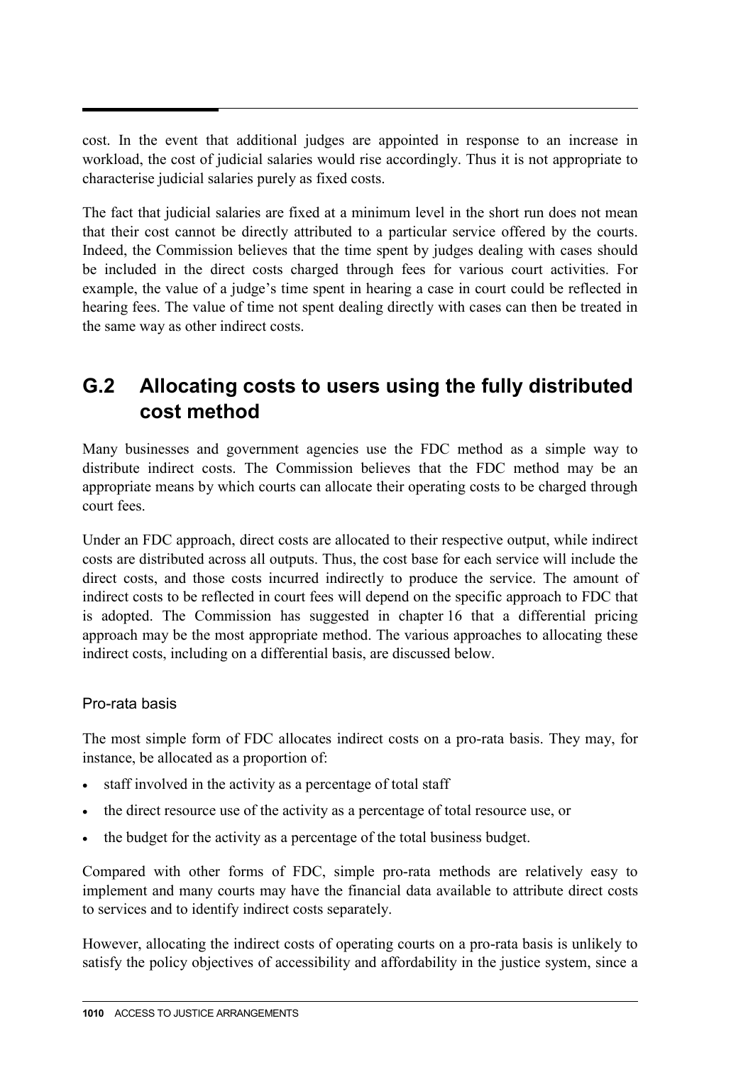cost. In the event that additional judges are appointed in response to an increase in workload, the cost of judicial salaries would rise accordingly. Thus it is not appropriate to characterise judicial salaries purely as fixed costs.

The fact that judicial salaries are fixed at a minimum level in the short run does not mean that their cost cannot be directly attributed to a particular service offered by the courts. Indeed, the Commission believes that the time spent by judges dealing with cases should be included in the direct costs charged through fees for various court activities. For example, the value of a judge's time spent in hearing a case in court could be reflected in hearing fees. The value of time not spent dealing directly with cases can then be treated in the same way as other indirect costs.

## G.2 Allocating costs to users using the fully distributed cost method

Many businesses and government agencies use the FDC method as a simple way to distribute indirect costs. The Commission believes that the FDC method may be an appropriate means by which courts can allocate their operating costs to be charged through court fees.

Under an FDC approach, direct costs are allocated to their respective output, while indirect costs are distributed across all outputs. Thus, the cost base for each service will include the direct costs, and those costs incurred indirectly to produce the service. The amount of indirect costs to be reflected in court fees will depend on the specific approach to FDC that is adopted. The Commission has suggested in chapter 16 that a differential pricing approach may be the most appropriate method. The various approaches to allocating these indirect costs, including on a differential basis, are discussed below.

### Pro-rata basis

The most simple form of FDC allocates indirect costs on a pro-rata basis. They may, for instance, be allocated as a proportion of:

- staff involved in the activity as a percentage of total staff
- the direct resource use of the activity as a percentage of total resource use, or
- the budget for the activity as a percentage of the total business budget.

Compared with other forms of FDC, simple pro-rata methods are relatively easy to implement and many courts may have the financial data available to attribute direct costs to services and to identify indirect costs separately.

However, allocating the indirect costs of operating courts on a pro-rata basis is unlikely to satisfy the policy objectives of accessibility and affordability in the justice system, since a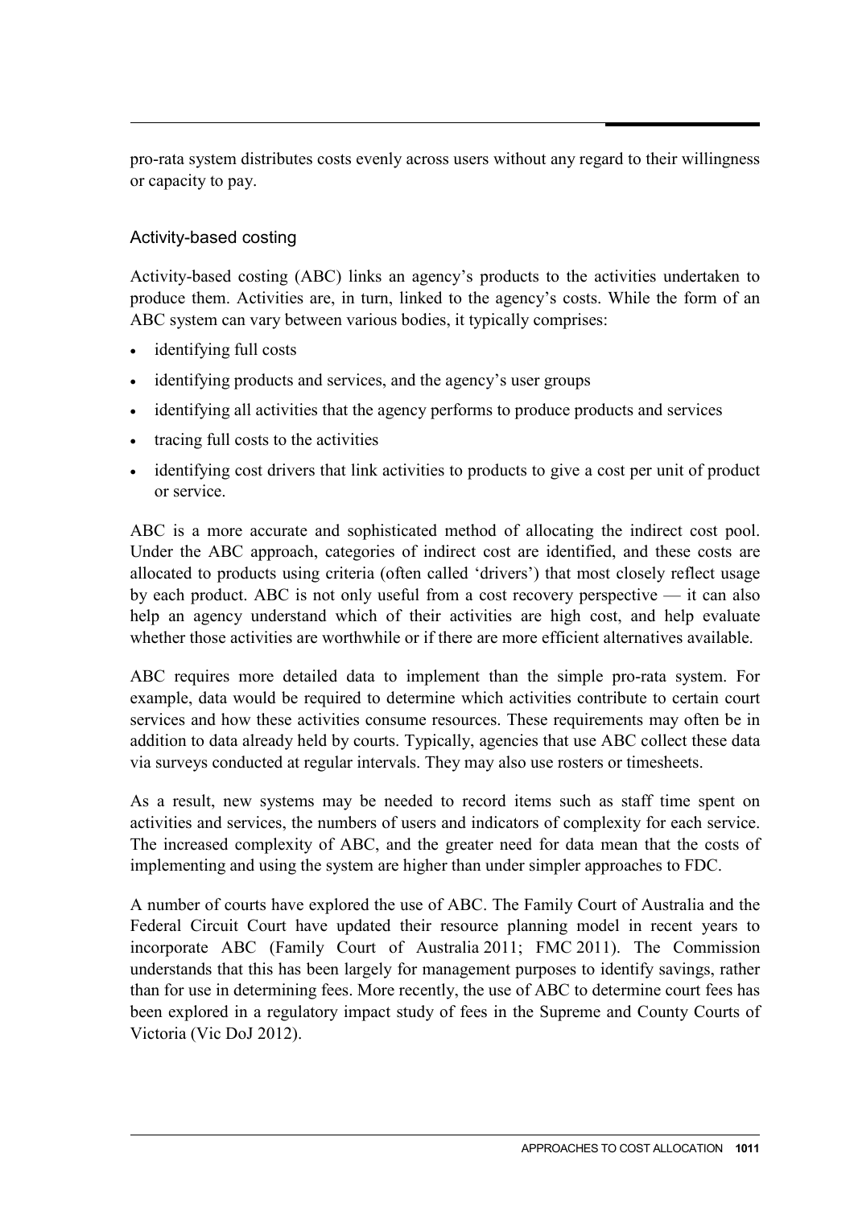pro-rata system distributes costs evenly across users without any regard to their willingness or capacity to pay.

### Activity-based costing

Activity-based costing (ABC) links an agency's products to the activities undertaken to produce them. Activities are, in turn, linked to the agency's costs. While the form of an ABC system can vary between various bodies, it typically comprises:

- identifying full costs
- identifying products and services, and the agency's user groups
- identifying all activities that the agency performs to produce products and services
- tracing full costs to the activities
- identifying cost drivers that link activities to products to give a cost per unit of product or service.

ABC is a more accurate and sophisticated method of allocating the indirect cost pool. Under the ABC approach, categories of indirect cost are identified, and these costs are allocated to products using criteria (often called 'drivers') that most closely reflect usage by each product. ABC is not only useful from a cost recovery perspective — it can also help an agency understand which of their activities are high cost, and help evaluate whether those activities are worthwhile or if there are more efficient alternatives available.

ABC requires more detailed data to implement than the simple pro-rata system. For example, data would be required to determine which activities contribute to certain court services and how these activities consume resources. These requirements may often be in addition to data already held by courts. Typically, agencies that use ABC collect these data via surveys conducted at regular intervals. They may also use rosters or timesheets.

As a result, new systems may be needed to record items such as staff time spent on activities and services, the numbers of users and indicators of complexity for each service. The increased complexity of ABC, and the greater need for data mean that the costs of implementing and using the system are higher than under simpler approaches to FDC.

A number of courts have explored the use of ABC. The Family Court of Australia and the Federal Circuit Court have updated their resource planning model in recent years to incorporate ABC (Family Court of Australia 2011; FMC 2011). The Commission understands that this has been largely for management purposes to identify savings, rather than for use in determining fees. More recently, the use of ABC to determine court fees has been explored in a regulatory impact study of fees in the Supreme and County Courts of Victoria (Vic DoJ 2012).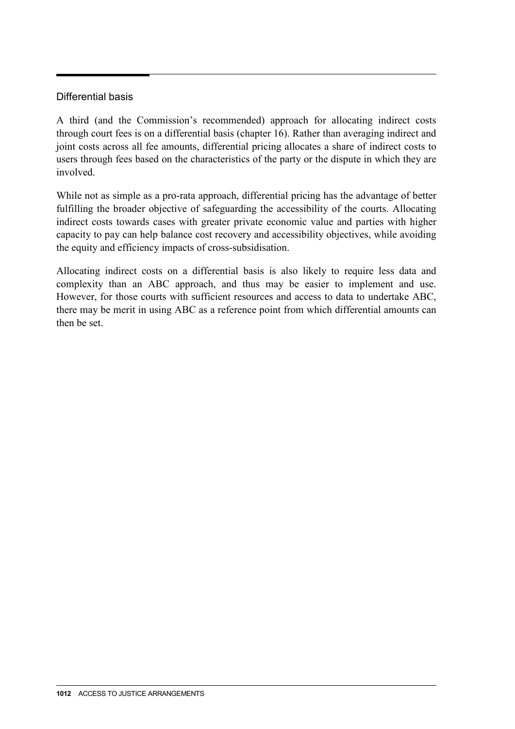### Differential basis

A third (and the Commission's recommended) approach for allocating indirect costs through court fees is on a differential basis (chapter 16). Rather than averaging indirect and joint costs across all fee amounts, differential pricing allocates a share of indirect costs to users through fees based on the characteristics of the party or the dispute in which they are involved.

While not as simple as a pro-rata approach, differential pricing has the advantage of better fulfilling the broader objective of safeguarding the accessibility of the courts. Allocating indirect costs towards cases with greater private economic value and parties with higher capacity to pay can help balance cost recovery and accessibility objectives, while avoiding the equity and efficiency impacts of cross-subsidisation.

Allocating indirect costs on a differential basis is also likely to require less data and complexity than an ABC approach, and thus may be easier to implement and use. However, for those courts with sufficient resources and access to data to undertake ABC, there may be merit in using ABC as a reference point from which differential amounts can then be set.